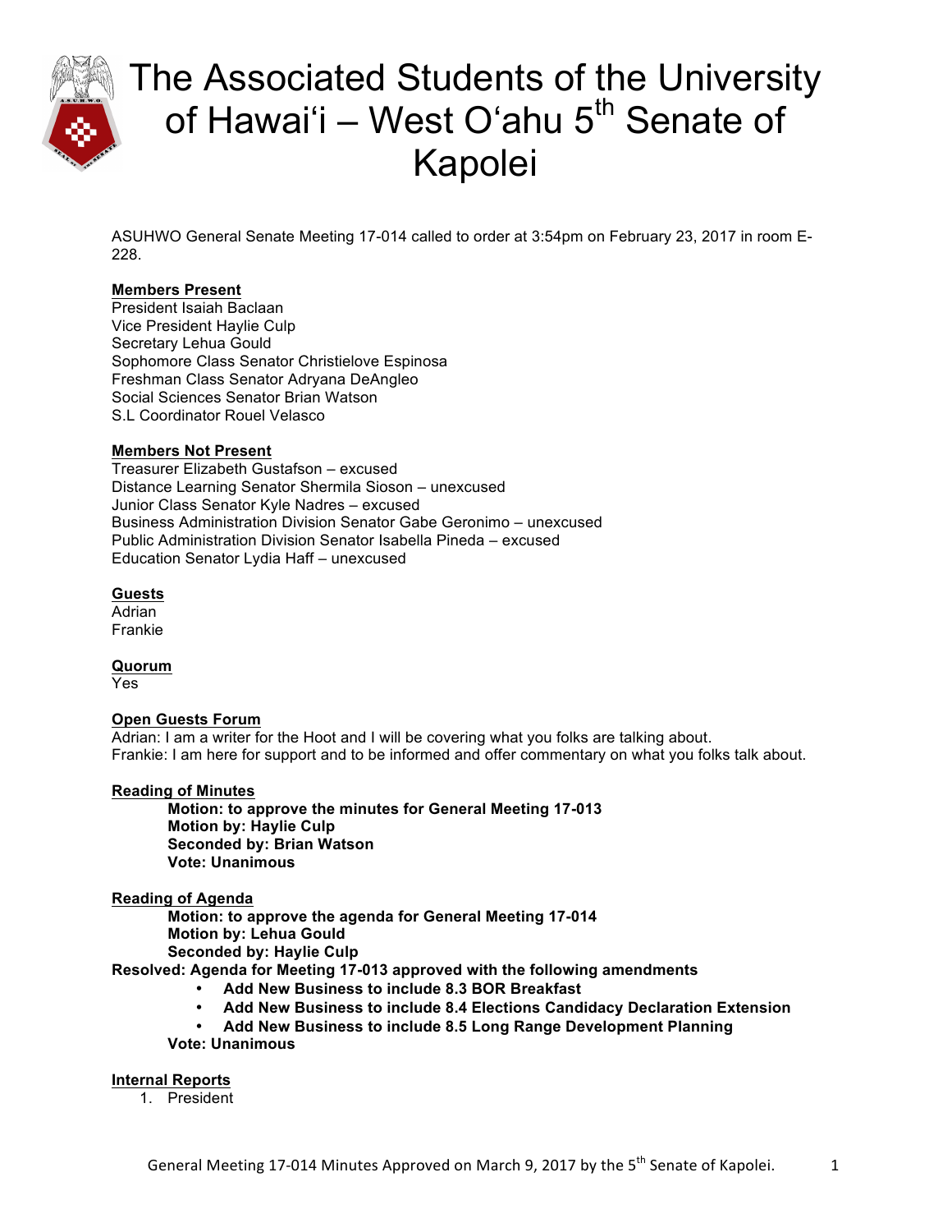# The Associated Students of the University of Hawai'i – West O'ahu 5th Senate of Kapolei

ASUHWO General Senate Meeting 17-014 called to order at 3:54pm on February 23, 2017 in room E-228.

**Members Present**
President Isaiah Baclaan
Vice President Haylie Culp
Secretary Lehua Gould
Sophomore Class Senator Christielove Espinosa
Freshman Class Senator Adryana DeAngleo
Social Sciences Senator Brian Watson
S.L Coordinator Rouel Velasco

**Members Not Present**
Treasurer Elizabeth Gustafson – excused
Distance Learning Senator Shermila Sioson – unexcused
Junior Class Senator Kyle Nadres – excused
Business Administration Division Senator Gabe Geronimo – unexcused
Public Administration Division Senator Isabella Pineda – excused
Education Senator Lydia Haff – unexcused

**Guests**
Adrian
Frankie

**Quorum**
Yes

**Open Guests Forum**
Adrian: I am a writer for the Hoot and I will be covering what you folks are talking about.
Frankie: I am here for support and to be informed and offer commentary on what you folks talk about.

**Reading of Minutes**

> **Motion: to approve the minutes for General Meeting 17-013**
> **Motion by: Haylie Culp**
> **Seconded by: Brian Watson**
> **Vote: Unanimous**

**Reading of Agenda**

> **Motion: to approve the agenda for General Meeting 17-014**
> **Motion by: Lehua Gould**
> **Seconded by: Haylie Culp**

**Resolved: Agenda for Meeting 17-013 approved with the following amendments**

- **Add New Business to include 8.3 BOR Breakfast**
- **Add New Business to include 8.4 Elections Candidacy Declaration Extension**
- **Add New Business to include 8.5 Long Range Development Planning**

> **Vote: Unanimous**

**Internal Reports**

1. President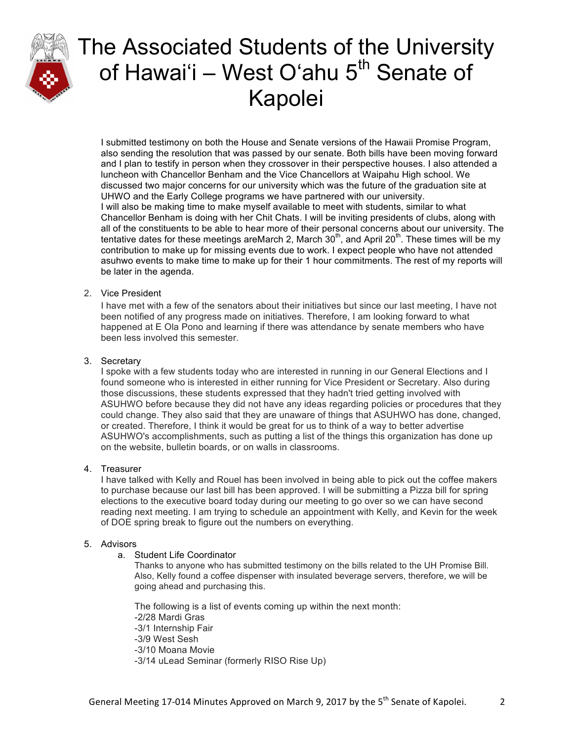I submitted testimony on both the House and Senate versions of the Hawaii Promise Program, also sending the resolution that was passed by our senate. Both bills have been moving forward and I plan to testify in person when they crossover in their perspective houses. I also attended a luncheon with Chancellor Benham and the Vice Chancellors at Waipahu High school. We discussed two major concerns for our university which was the future of the graduation site at UHWO and the Early College programs we have partnered with our university.

I will also be making time to make myself available to meet with students, similar to what Chancellor Benham is doing with her Chit Chats. I will be inviting presidents of clubs, along with all of the constituents to be able to hear more of their personal concerns about our university. The tentative dates for these meetings areMarch 2, March 30th, and April 20th. These times will be my contribution to make up for missing events due to work. I expect people who have not attended asuhwo events to make time to make up for their 1 hour commitments. The rest of my reports will be later in the agenda.

2. Vice President

   I have met with a few of the senators about their initiatives but since our last meeting, I have not been notified of any progress made on initiatives. Therefore, I am looking forward to what happened at E Ola Pono and learning if there was attendance by senate members who have been less involved this semester.

3. Secretary

   I spoke with a few students today who are interested in running in our General Elections and I found someone who is interested in either running for Vice President or Secretary. Also during those discussions, these students expressed that they hadn't tried getting involved with ASUHWO before because they did not have any ideas regarding policies or procedures that they could change. They also said that they are unaware of things that ASUHWO has done, changed, or created. Therefore, I think it would be great for us to think of a way to better advertise ASUHWO's accomplishments, such as putting a list of the things this organization has done up on the website, bulletin boards, or on walls in classrooms.

4. Treasurer

   I have talked with Kelly and Rouel has been involved in being able to pick out the coffee makers to purchase because our last bill has been approved. I will be submitting a Pizza bill for spring elections to the executive board today during our meeting to go over so we can have second reading next meeting. I am trying to schedule an appointment with Kelly, and Kevin for the week of DOE spring break to figure out the numbers on everything.

5. Advisors

   a. Student Life Coordinator

      Thanks to anyone who has submitted testimony on the bills related to the UH Promise Bill. Also, Kelly found a coffee dispenser with insulated beverage servers, therefore, we will be going ahead and purchasing this.

      The following is a list of events coming up within the next month:
      -2/28 Mardi Gras
      -3/1 Internship Fair
      -3/9 West Sesh
      -3/10 Moana Movie
      -3/14 uLead Seminar (formerly RISO Rise Up)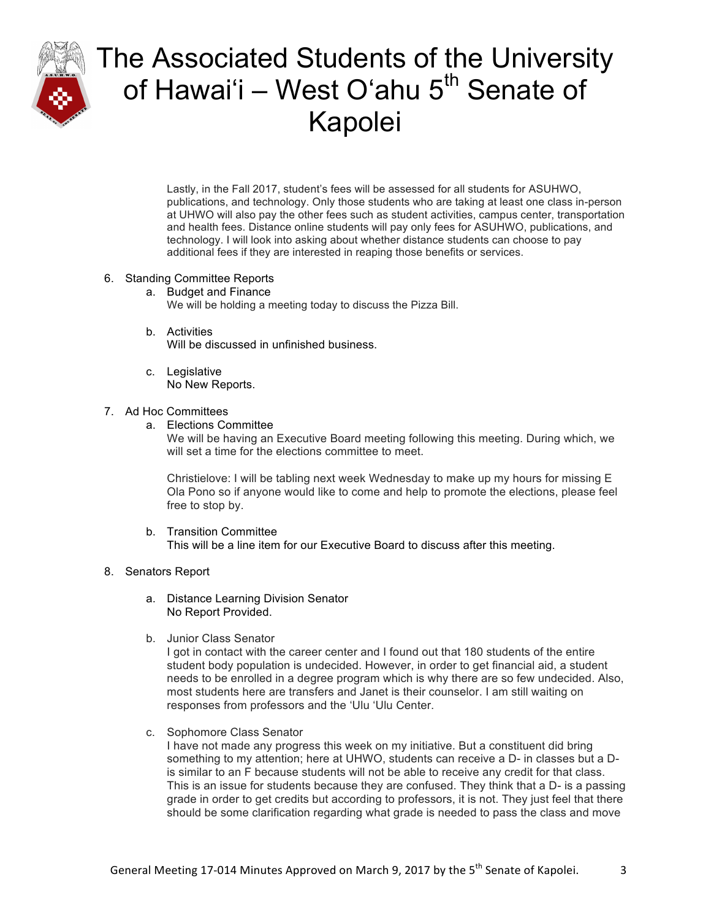Lastly, in the Fall 2017, student's fees will be assessed for all students for ASUHWO, publications, and technology. Only those students who are taking at least one class in-person at UHWO will also pay the other fees such as student activities, campus center, transportation and health fees. Distance online students will pay only fees for ASUHWO, publications, and technology. I will look into asking about whether distance students can choose to pay additional fees if they are interested in reaping those benefits or services.

6. Standing Committee Reports
   a. Budget and Finance
      We will be holding a meeting today to discuss the Pizza Bill.

   b. Activities
      Will be discussed in unfinished business.

   c. Legislative
      No New Reports.

7. Ad Hoc Committees
   a. Elections Committee
      We will be having an Executive Board meeting following this meeting. During which, we will set a time for the elections committee to meet.

      Christielove: I will be tabling next week Wednesday to make up my hours for missing E Ola Pono so if anyone would like to come and help to promote the elections, please feel free to stop by.

   b. Transition Committee
      This will be a line item for our Executive Board to discuss after this meeting.

8. Senators Report

   a. Distance Learning Division Senator
      No Report Provided.

   b. Junior Class Senator
      I got in contact with the career center and I found out that 180 students of the entire student body population is undecided. However, in order to get financial aid, a student needs to be enrolled in a degree program which is why there are so few undecided. Also, most students here are transfers and Janet is their counselor. I am still waiting on responses from professors and the ʻUlu ʻUlu Center.

   c. Sophomore Class Senator
      I have not made any progress this week on my initiative. But a constituent did bring something to my attention; here at UHWO, students can receive a D- in classes but a D- is similar to an F because students will not be able to receive any credit for that class. This is an issue for students because they are confused. They think that a D- is a passing grade in order to get credits but according to professors, it is not. They just feel that there should be some clarification regarding what grade is needed to pass the class and move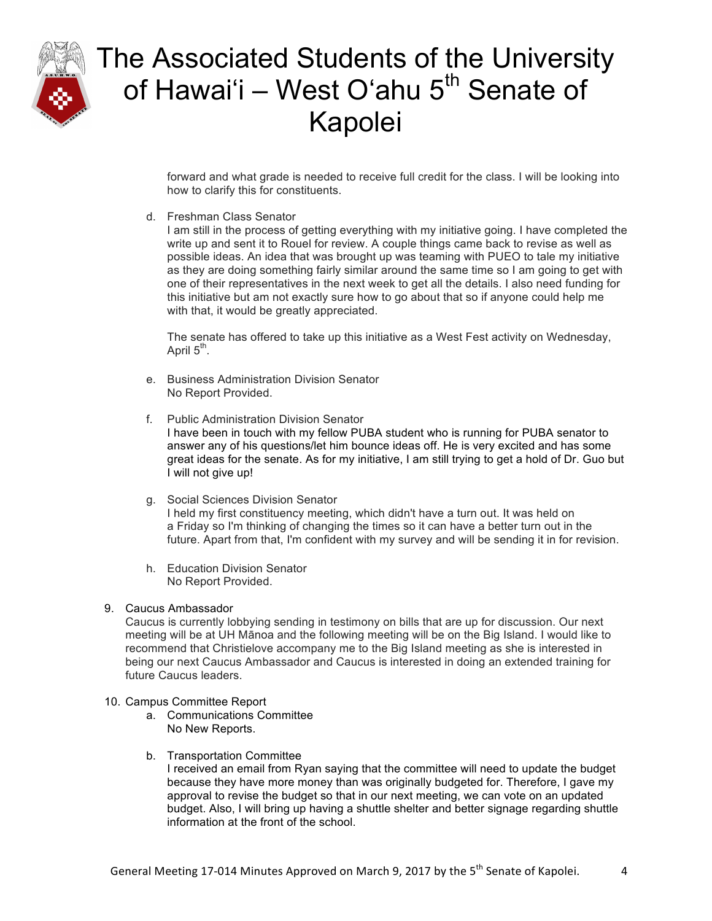forward and what grade is needed to receive full credit for the class. I will be looking into how to clarify this for constituents.

d. Freshman Class Senator
   I am still in the process of getting everything with my initiative going. I have completed the write up and sent it to Rouel for review. A couple things came back to revise as well as possible ideas. An idea that was brought up was teaming with PUEO to tale my initiative as they are doing something fairly similar around the same time so I am going to get with one of their representatives in the next week to get all the details. I also need funding for this initiative but am not exactly sure how to go about that so if anyone could help me with that, it would be greatly appreciated.

   The senate has offered to take up this initiative as a West Fest activity on Wednesday, April 5th.

e. Business Administration Division Senator
   No Report Provided.

f. Public Administration Division Senator
   I have been in touch with my fellow PUBA student who is running for PUBA senator to answer any of his questions/let him bounce ideas off. He is very excited and has some great ideas for the senate. As for my initiative, I am still trying to get a hold of Dr. Guo but I will not give up!

g. Social Sciences Division Senator
   I held my first constituency meeting, which didn't have a turn out. It was held on a Friday so I'm thinking of changing the times so it can have a better turn out in the future. Apart from that, I'm confident with my survey and will be sending it in for revision.

h. Education Division Senator
   No Report Provided.

9. Caucus Ambassador
   Caucus is currently lobbying sending in testimony on bills that are up for discussion. Our next meeting will be at UH Mānoa and the following meeting will be on the Big Island. I would like to recommend that Christielove accompany me to the Big Island meeting as she is interested in being our next Caucus Ambassador and Caucus is interested in doing an extended training for future Caucus leaders.

10. Campus Committee Report
    a. Communications Committee
       No New Reports.

    b. Transportation Committee
       I received an email from Ryan saying that the committee will need to update the budget because they have more money than was originally budgeted for. Therefore, I gave my approval to revise the budget so that in our next meeting, we can vote on an updated budget. Also, I will bring up having a shuttle shelter and better signage regarding shuttle information at the front of the school.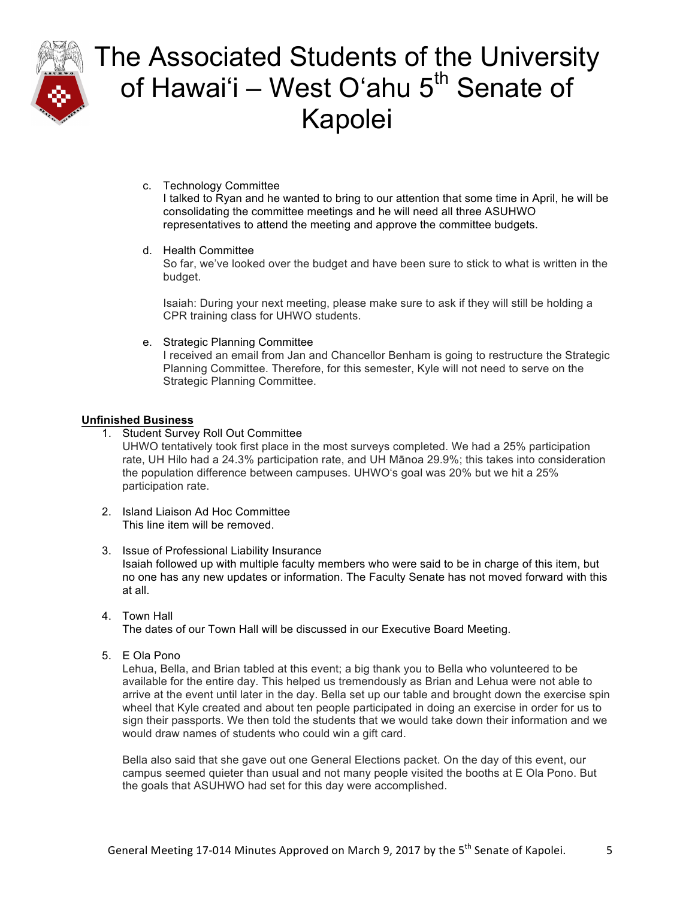c. Technology Committee
   I talked to Ryan and he wanted to bring to our attention that some time in April, he will be consolidating the committee meetings and he will need all three ASUHWO representatives to attend the meeting and approve the committee budgets.

d. Health Committee
   So far, we've looked over the budget and have been sure to stick to what is written in the budget.

   Isaiah: During your next meeting, please make sure to ask if they will still be holding a CPR training class for UHWO students.

e. Strategic Planning Committee
   I received an email from Jan and Chancellor Benham is going to restructure the Strategic Planning Committee. Therefore, for this semester, Kyle will not need to serve on the Strategic Planning Committee.

**Unfinished Business**

1. Student Survey Roll Out Committee
   UHWO tentatively took first place in the most surveys completed. We had a 25% participation rate, UH Hilo had a 24.3% participation rate, and UH Mānoa 29.9%; this takes into consideration the population difference between campuses. UHWO's goal was 20% but we hit a 25% participation rate.

2. Island Liaison Ad Hoc Committee
   This line item will be removed.

3. Issue of Professional Liability Insurance
   Isaiah followed up with multiple faculty members who were said to be in charge of this item, but no one has any new updates or information. The Faculty Senate has not moved forward with this at all.

4. Town Hall
   The dates of our Town Hall will be discussed in our Executive Board Meeting.

5. E Ola Pono
   Lehua, Bella, and Brian tabled at this event; a big thank you to Bella who volunteered to be available for the entire day. This helped us tremendously as Brian and Lehua were not able to arrive at the event until later in the day. Bella set up our table and brought down the exercise spin wheel that Kyle created and about ten people participated in doing an exercise in order for us to sign their passports. We then told the students that we would take down their information and we would draw names of students who could win a gift card.

   Bella also said that she gave out one General Elections packet. On the day of this event, our campus seemed quieter than usual and not many people visited the booths at E Ola Pono. But the goals that ASUHWO had set for this day were accomplished.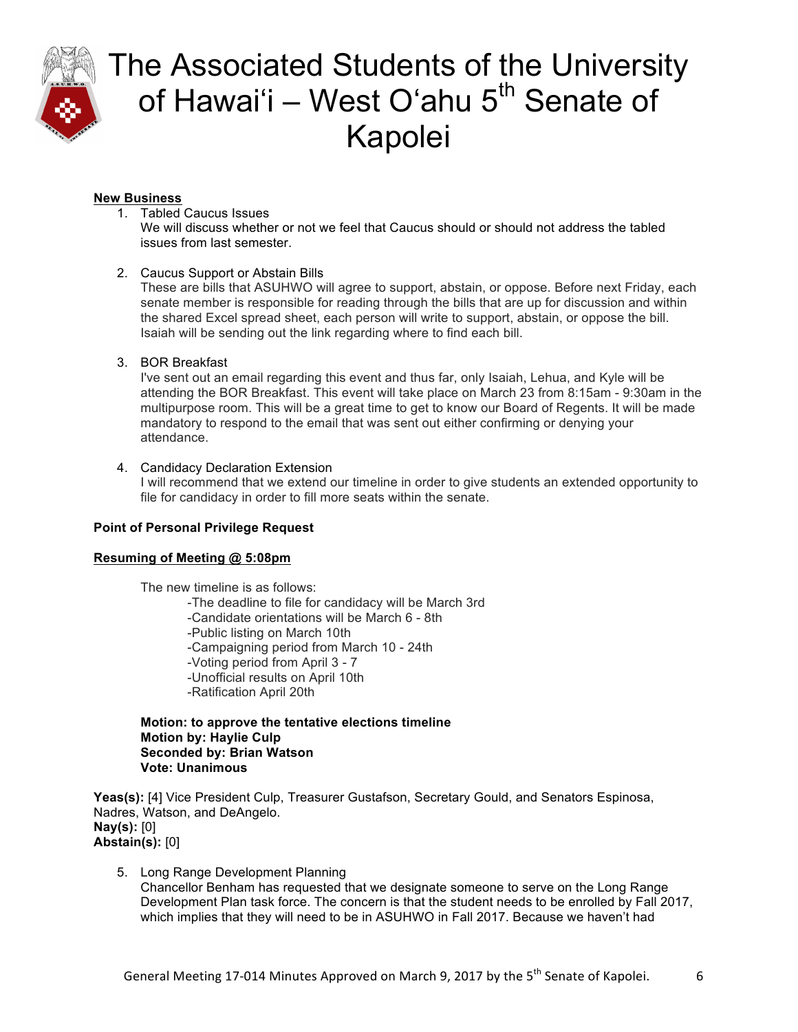**New Business**

1. Tabled Caucus Issues
   We will discuss whether or not we feel that Caucus should or should not address the tabled issues from last semester.

2. Caucus Support or Abstain Bills
   These are bills that ASUHWO will agree to support, abstain, or oppose. Before next Friday, each senate member is responsible for reading through the bills that are up for discussion and within the shared Excel spread sheet, each person will write to support, abstain, or oppose the bill. Isaiah will be sending out the link regarding where to find each bill.

3. BOR Breakfast
   I've sent out an email regarding this event and thus far, only Isaiah, Lehua, and Kyle will be attending the BOR Breakfast. This event will take place on March 23 from 8:15am - 9:30am in the multipurpose room. This will be a great time to get to know our Board of Regents. It will be made mandatory to respond to the email that was sent out either confirming or denying your attendance.

4. Candidacy Declaration Extension
   I will recommend that we extend our timeline in order to give students an extended opportunity to file for candidacy in order to fill more seats within the senate.

**Point of Personal Privilege Request**

**Resuming of Meeting @ 5:08pm**

The new timeline is as follows:

- The deadline to file for candidacy will be March 3rd
- Candidate orientations will be March 6 - 8th
- Public listing on March 10th
- Campaigning period from March 10 - 24th
- Voting period from April 3 - 7
- Unofficial results on April 10th
- Ratification April 20th

**Motion: to approve the tentative elections timeline**
**Motion by: Haylie Culp**
**Seconded by: Brian Watson**
**Vote: Unanimous**

**Yeas(s):** [4] Vice President Culp, Treasurer Gustafson, Secretary Gould, and Senators Espinosa, Nadres, Watson, and DeAngelo.
**Nay(s):** [0]
**Abstain(s):** [0]

5. Long Range Development Planning
   Chancellor Benham has requested that we designate someone to serve on the Long Range Development Plan task force. The concern is that the student needs to be enrolled by Fall 2017, which implies that they will need to be in ASUHWO in Fall 2017. Because we haven't had

General Meeting 17-014 Minutes Approved on March 9, 2017 by the 5th Senate of Kapolei.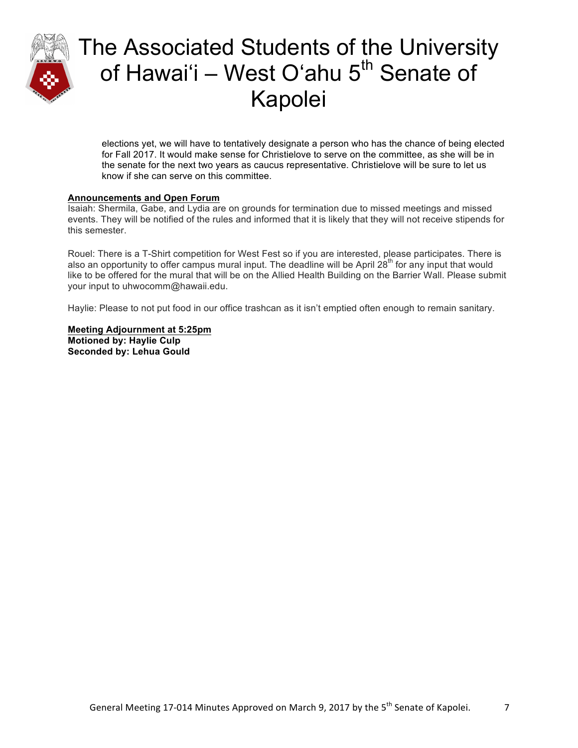elections yet, we will have to tentatively designate a person who has the chance of being elected for Fall 2017. It would make sense for Christielove to serve on the committee, as she will be in the senate for the next two years as caucus representative. Christielove will be sure to let us know if she can serve on this committee.

**Announcements and Open Forum**

Isaiah: Shermila, Gabe, and Lydia are on grounds for termination due to missed meetings and missed events. They will be notified of the rules and informed that it is likely that they will not receive stipends for this semester.

Rouel: There is a T-Shirt competition for West Fest so if you are interested, please participates. There is also an opportunity to offer campus mural input. The deadline will be April 28th for any input that would like to be offered for the mural that will be on the Allied Health Building on the Barrier Wall. Please submit your input to uhwocomm@hawaii.edu.

Haylie: Please to not put food in our office trashcan as it isn't emptied often enough to remain sanitary.

**Meeting Adjournment at 5:25pm**
**Motioned by: Haylie Culp**
**Seconded by: Lehua Gould**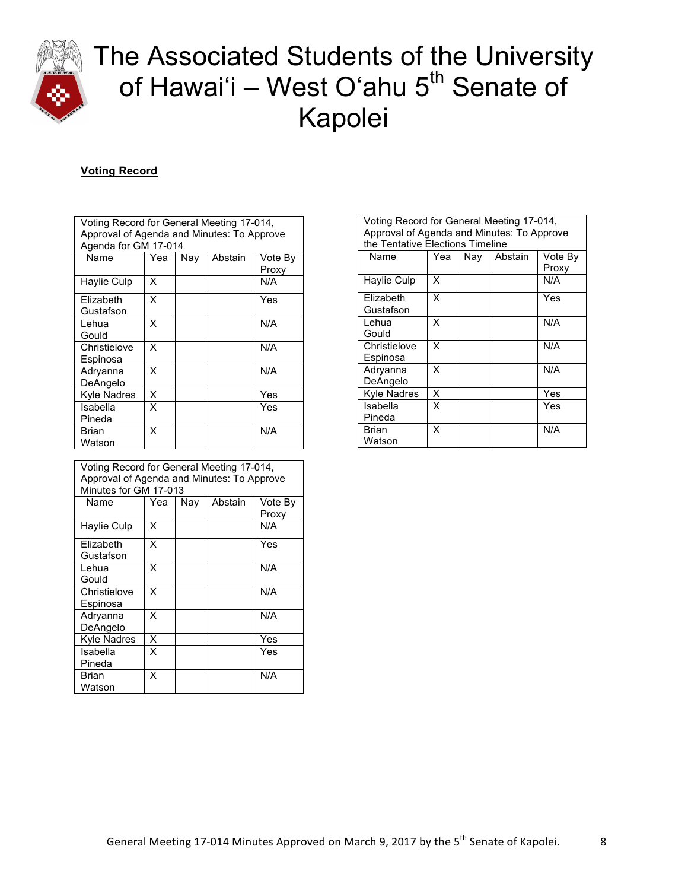# The Associated Students of the University of Hawaiʻi – West Oʻahu 5th Senate of Kapolei

**Voting Record**

| Voting Record for General Meeting 17-014, Approval of Agenda and Minutes: To Approve Agenda for GM 17-014 | | | | |
|---|---|---|---|---|
| Name | Yea | Nay | Abstain | Vote By Proxy |
| Haylie Culp | X | | | N/A |
| Elizabeth Gustafson | X | | | Yes |
| Lehua Gould | X | | | N/A |
| Christielove Espinosa | X | | | N/A |
| Adryanna DeAngelo | X | | | N/A |
| Kyle Nadres | X | | | Yes |
| Isabella Pineda | X | | | Yes |
| Brian Watson | X | | | N/A |

| Voting Record for General Meeting 17-014, Approval of Agenda and Minutes: To Approve Minutes for GM 17-013 | | | | |
|---|---|---|---|---|
| Name | Yea | Nay | Abstain | Vote By Proxy |
| Haylie Culp | X | | | N/A |
| Elizabeth Gustafson | X | | | Yes |
| Lehua Gould | X | | | N/A |
| Christielove Espinosa | X | | | N/A |
| Adryanna DeAngelo | X | | | N/A |
| Kyle Nadres | X | | | Yes |
| Isabella Pineda | X | | | Yes |
| Brian Watson | X | | | N/A |

| Voting Record for General Meeting 17-014, Approval of Agenda and Minutes: To Approve the Tentative Elections Timeline | | | | |
|---|---|---|---|---|
| Name | Yea | Nay | Abstain | Vote By Proxy |
| Haylie Culp | X | | | N/A |
| Elizabeth Gustafson | X | | | Yes |
| Lehua Gould | X | | | N/A |
| Christielove Espinosa | X | | | N/A |
| Adryanna DeAngelo | X | | | N/A |
| Kyle Nadres | X | | | Yes |
| Isabella Pineda | X | | | Yes |
| Brian Watson | X | | | N/A |